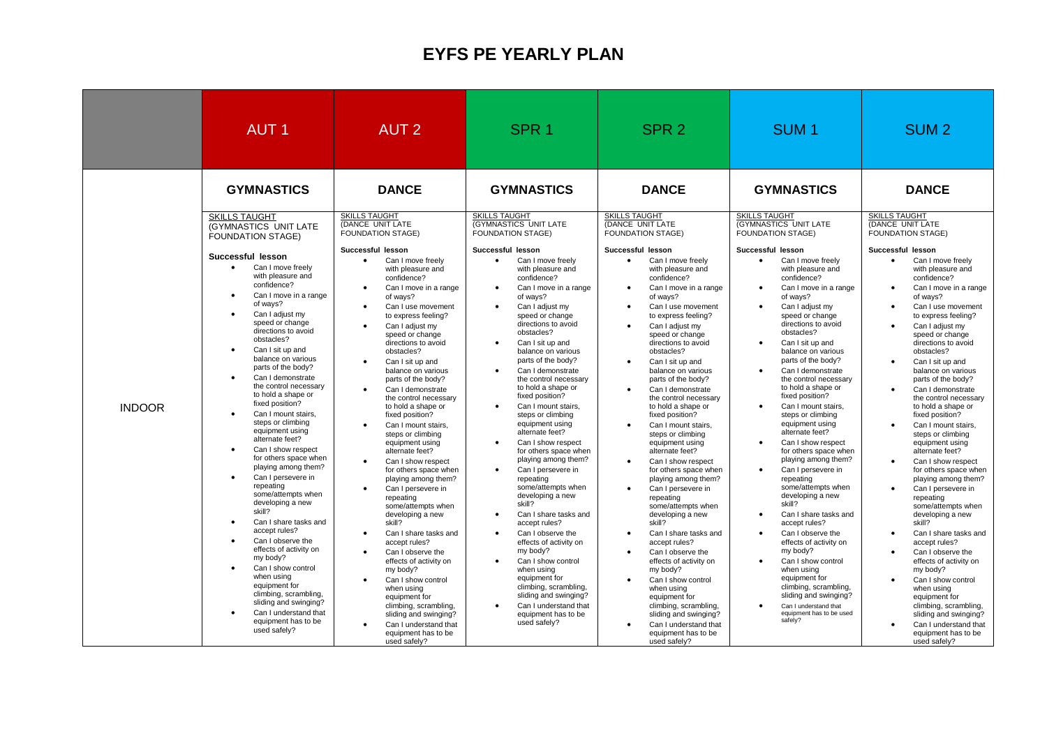# EYFS PE YEARLY PLAN

| | AUT 1 | AUT 2 | SPR 1 | SPR 2 | SUM 1 | SUM 2 |
|---|---|---|---|---|---|---|
| | **GYMNASTICS** | **DANCE** | **GYMNASTICS** | **DANCE** | **GYMNASTICS** | **DANCE** |
| INDOOR | SKILLS TAUGHT (GYMNASTICS UNIT LATE FOUNDATION STAGE)<br><br>**Successful lesson**<br>• Can I move freely with pleasure and confidence?<br>• Can I move in a range of ways?<br>• Can I adjust my speed or change directions to avoid obstacles?<br>• Can I sit up and balance on various parts of the body?<br>• Can I demonstrate the control necessary to hold a shape or fixed position?<br>• Can I mount stairs, steps or climbing equipment using alternate feet?<br>• Can I show respect for others space when playing among them?<br>• Can I persevere in repeating some/attempts when developing a new skill?<br>• Can I share tasks and accept rules?<br>• Can I observe the effects of activity on my body?<br>• Can I show control when using equipment for climbing, scrambling, sliding and swinging?<br>• Can I understand that equipment has to be used safely? | SKILLS TAUGHT (DANCE UNIT LATE FOUNDATION STAGE)<br><br>**Successful lesson**<br>• Can I move freely with pleasure and confidence?<br>• Can I move in a range of ways?<br>• Can I use movement to express feeling?<br>• Can I adjust my speed or change directions to avoid obstacles?<br>• Can I sit up and balance on various parts of the body?<br>• Can I demonstrate the control necessary to hold a shape or fixed position?<br>• Can I mount stairs, steps or climbing equipment using alternate feet?<br>• Can I show respect for others space when playing among them?<br>• Can I persevere in repeating some/attempts when developing a new skill?<br>• Can I share tasks and accept rules?<br>• Can I observe the effects of activity on my body?<br>• Can I show control when using equipment for climbing, scrambling, sliding and swinging?<br>• Can I understand that equipment has to be used safely? | SKILLS TAUGHT (GYMNASTICS UNIT LATE FOUNDATION STAGE)<br><br>**Successful lesson**<br>• Can I move freely with pleasure and confidence?<br>• Can I move in a range of ways?<br>• Can I adjust my speed or change directions to avoid obstacles?<br>• Can I sit up and balance on various parts of the body?<br>• Can I demonstrate the control necessary to hold a shape or fixed position?<br>• Can I mount stairs, steps or climbing equipment using alternate feet?<br>• Can I show respect for others space when playing among them?<br>• Can I persevere in repeating some/attempts when developing a new skill?<br>• Can I share tasks and accept rules?<br>• Can I observe the effects of activity on my body?<br>• Can I show control when using equipment for climbing, scrambling, sliding and swinging?<br>• Can I understand that equipment has to be used safely? | SKILLS TAUGHT (DANCE UNIT LATE FOUNDATION STAGE)<br><br>**Successful lesson**<br>• Can I move freely with pleasure and confidence?<br>• Can I move in a range of ways?<br>• Can I use movement to express feeling?<br>• Can I adjust my speed or change directions to avoid obstacles?<br>• Can I sit up and balance on various parts of the body?<br>• Can I demonstrate the control necessary to hold a shape or fixed position?<br>• Can I mount stairs, steps or climbing equipment using alternate feet?<br>• Can I show respect for others space when playing among them?<br>• Can I persevere in repeating some/attempts when developing a new skill?<br>• Can I share tasks and accept rules?<br>• Can I observe the effects of activity on my body?<br>• Can I show control when using equipment for climbing, scrambling, sliding and swinging?<br>• Can I understand that equipment has to be used safely? | SKILLS TAUGHT (GYMNASTICS UNIT LATE FOUNDATION STAGE)<br><br>**Successful lesson**<br>• Can I move freely with pleasure and confidence?<br>• Can I move in a range of ways?<br>• Can I adjust my speed or change directions to avoid obstacles?<br>• Can I sit up and balance on various parts of the body?<br>• Can I demonstrate the control necessary to hold a shape or fixed position?<br>• Can I mount stairs, steps or climbing equipment using alternate feet?<br>• Can I show respect for others space when playing among them?<br>• Can I persevere in repeating some/attempts when developing a new skill?<br>• Can I share tasks and accept rules?<br>• Can I observe the effects of activity on my body?<br>• Can I show control when using equipment for climbing, scrambling, sliding and swinging?<br>• Can I understand that equipment has to be used safely? | SKILLS TAUGHT (DANCE UNIT LATE FOUNDATION STAGE)<br><br>**Successful lesson**<br>• Can I move freely with pleasure and confidence?<br>• Can I move in a range of ways?<br>• Can I use movement to express feeling?<br>• Can I adjust my speed or change directions to avoid obstacles?<br>• Can I sit up and balance on various parts of the body?<br>• Can I demonstrate the control necessary to hold a shape or fixed position?<br>• Can I mount stairs, steps or climbing equipment using alternate feet?<br>• Can I show respect for others space when playing among them?<br>• Can I persevere in repeating some/attempts when developing a new skill?<br>• Can I share tasks and accept rules?<br>• Can I observe the effects of activity on my body?<br>• Can I show control when using equipment for climbing, scrambling, sliding and swinging?<br>• Can I understand that equipment has to be used safely? |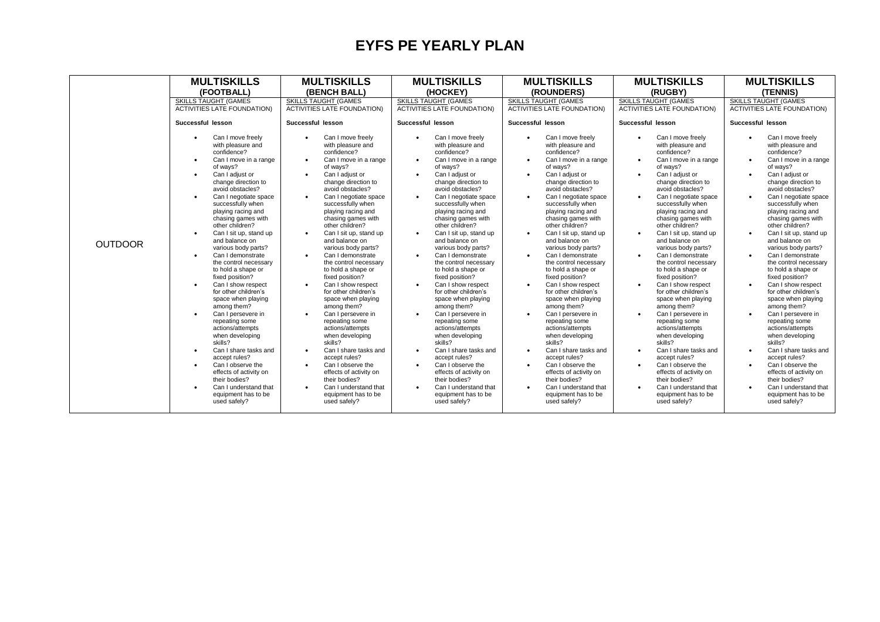# EYFS PE YEARLY PLAN

| | MULTISKILLS (FOOTBALL) | MULTISKILLS (BENCH BALL) | MULTISKILLS (HOCKEY) | MULTISKILLS (ROUNDERS) | MULTISKILLS (RUGBY) | MULTISKILLS (TENNIS) |
|---|---|---|---|---|---|---|
| OUTDOOR | SKILLS TAUGHT (GAMES ACTIVITIES LATE FOUNDATION)<br><br>**Successful lesson**<br><br>• Can I move freely with pleasure and confidence?<br>• Can I move in a range of ways?<br>• Can I adjust or change direction to avoid obstacles?<br>• Can I negotiate space successfully when playing racing and chasing games with other children?<br>• Can I sit up, stand up and balance on various body parts?<br>• Can I demonstrate the control necessary to hold a shape or fixed position?<br>• Can I show respect for other children's space when playing among them?<br>• Can I persevere in repeating some actions/attempts when developing skills?<br>• Can I share tasks and accept rules?<br>• Can I observe the effects of activity on their bodies?<br>• Can I understand that equipment has to be used safely? | SKILLS TAUGHT (GAMES ACTIVITIES LATE FOUNDATION)<br><br>**Successful lesson**<br><br>• Can I move freely with pleasure and confidence?<br>• Can I move in a range of ways?<br>• Can I adjust or change direction to avoid obstacles?<br>• Can I negotiate space successfully when playing racing and chasing games with other children?<br>• Can I sit up, stand up and balance on various body parts?<br>• Can I demonstrate the control necessary to hold a shape or fixed position?<br>• Can I show respect for other children's space when playing among them?<br>• Can I persevere in repeating some actions/attempts when developing skills?<br>• Can I share tasks and accept rules?<br>• Can I observe the effects of activity on their bodies?<br>• Can I understand that equipment has to be used safely? | SKILLS TAUGHT (GAMES ACTIVITIES LATE FOUNDATION)<br><br>**Successful lesson**<br><br>• Can I move freely with pleasure and confidence?<br>• Can I move in a range of ways?<br>• Can I adjust or change direction to avoid obstacles?<br>• Can I negotiate space successfully when playing racing and chasing games with other children?<br>• Can I sit up, stand up and balance on various body parts?<br>• Can I demonstrate the control necessary to hold a shape or fixed position?<br>• Can I show respect for other children's space when playing among them?<br>• Can I persevere in repeating some actions/attempts when developing skills?<br>• Can I share tasks and accept rules?<br>• Can I observe the effects of activity on their bodies?<br>• Can I understand that equipment has to be used safely? | SKILLS TAUGHT (GAMES ACTIVITIES LATE FOUNDATION)<br><br>**Successful lesson**<br><br>• Can I move freely with pleasure and confidence?<br>• Can I move in a range of ways?<br>• Can I adjust or change direction to avoid obstacles?<br>• Can I negotiate space successfully when playing racing and chasing games with other children?<br>• Can I sit up, stand up and balance on various body parts?<br>• Can I demonstrate the control necessary to hold a shape or fixed position?<br>• Can I show respect for other children's space when playing among them?<br>• Can I persevere in repeating some actions/attempts when developing skills?<br>• Can I share tasks and accept rules?<br>• Can I observe the effects of activity on their bodies?<br>• Can I understand that equipment has to be used safely? | SKILLS TAUGHT (GAMES ACTIVITIES LATE FOUNDATION)<br><br>**Successful lesson**<br><br>• Can I move freely with pleasure and confidence?<br>• Can I move in a range of ways?<br>• Can I adjust or change direction to avoid obstacles?<br>• Can I negotiate space successfully when playing racing and chasing games with other children?<br>• Can I sit up, stand up and balance on various body parts?<br>• Can I demonstrate the control necessary to hold a shape or fixed position?<br>• Can I show respect for other children's space when playing among them?<br>• Can I persevere in repeating some actions/attempts when developing skills?<br>• Can I share tasks and accept rules?<br>• Can I observe the effects of activity on their bodies?<br>• Can I understand that equipment has to be used safely? | SKILLS TAUGHT (GAMES ACTIVITIES LATE FOUNDATION)<br><br>**Successful lesson**<br><br>• Can I move freely with pleasure and confidence?<br>• Can I move in a range of ways?<br>• Can I adjust or change direction to avoid obstacles?<br>• Can I negotiate space successfully when playing racing and chasing games with other children?<br>• Can I sit up, stand up and balance on various body parts?<br>• Can I demonstrate the control necessary to hold a shape or fixed position?<br>• Can I show respect for other children's space when playing among them?<br>• Can I persevere in repeating some actions/attempts when developing skills?<br>• Can I share tasks and accept rules?<br>• Can I observe the effects of activity on their bodies?<br>• Can I understand that equipment has to be used safely? |